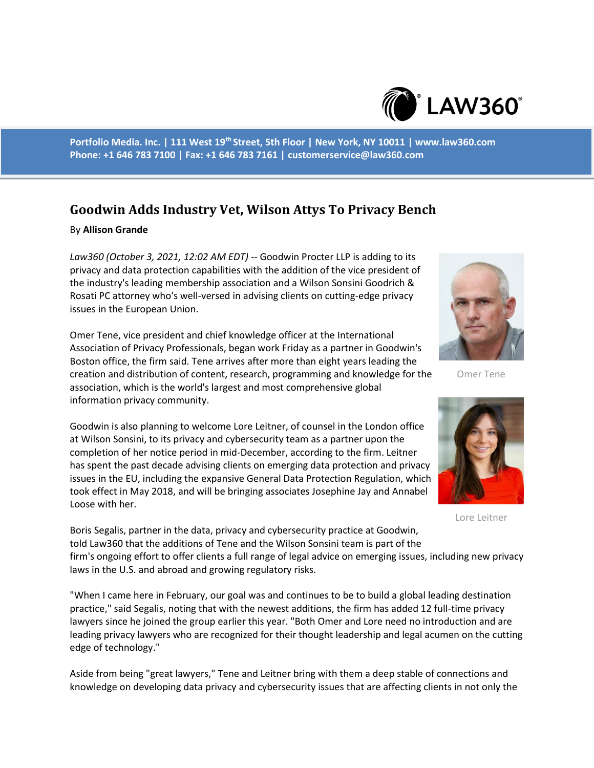Portfolio Media. Inc. | 111 West 19th Street, 5th Floor | New York, NY 10011 | www.law360.com
Phone: +1 646 783 7100 | Fax: +1 646 783 7161 | customerservice@law360.com

# Goodwin Adds Industry Vet, Wilson Attys To Privacy Bench

By **Allison Grande**

*Law360 (October 3, 2021, 12:02 AM EDT)* -- Goodwin Procter LLP is adding to its privacy and data protection capabilities with the addition of the vice president of the industry's leading membership association and a Wilson Sonsini Goodrich & Rosati PC attorney who's well-versed in advising clients on cutting-edge privacy issues in the European Union.

Omer Tene

Omer Tene, vice president and chief knowledge officer at the International Association of Privacy Professionals, began work Friday as a partner in Goodwin's Boston office, the firm said. Tene arrives after more than eight years leading the creation and distribution of content, research, programming and knowledge for the association, which is the world's largest and most comprehensive global information privacy community.

Lore Leitner

Goodwin is also planning to welcome Lore Leitner, of counsel in the London office at Wilson Sonsini, to its privacy and cybersecurity team as a partner upon the completion of her notice period in mid-December, according to the firm. Leitner has spent the past decade advising clients on emerging data protection and privacy issues in the EU, including the expansive General Data Protection Regulation, which took effect in May 2018, and will be bringing associates Josephine Jay and Annabel Loose with her.

Boris Segalis, partner in the data, privacy and cybersecurity practice at Goodwin, told Law360 that the additions of Tene and the Wilson Sonsini team is part of the firm's ongoing effort to offer clients a full range of legal advice on emerging issues, including new privacy laws in the U.S. and abroad and growing regulatory risks.

"When I came here in February, our goal was and continues to be to build a global leading destination practice," said Segalis, noting that with the newest additions, the firm has added 12 full-time privacy lawyers since he joined the group earlier this year. "Both Omer and Lore need no introduction and are leading privacy lawyers who are recognized for their thought leadership and legal acumen on the cutting edge of technology."

Aside from being "great lawyers," Tene and Leitner bring with them a deep stable of connections and knowledge on developing data privacy and cybersecurity issues that are affecting clients in not only the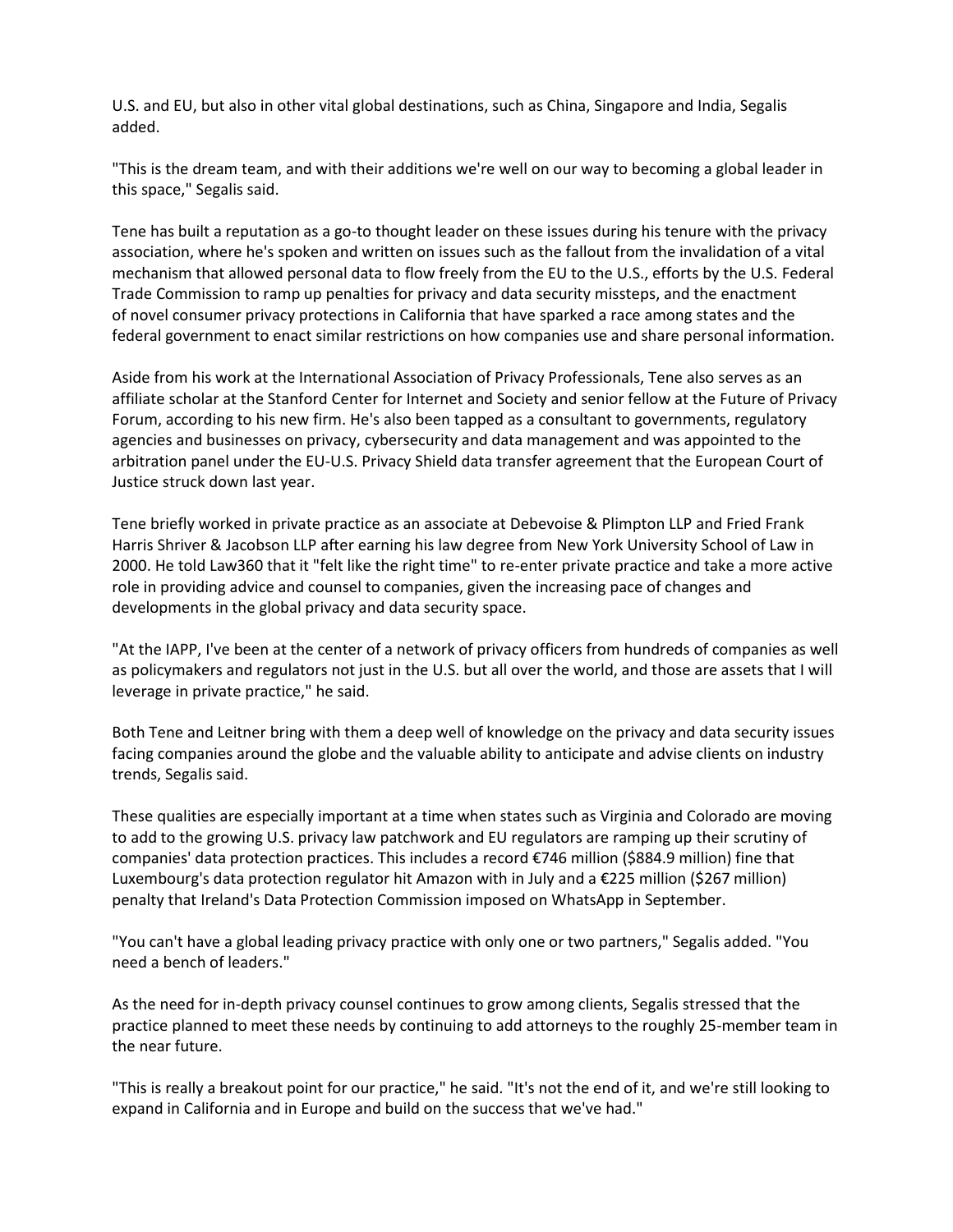U.S. and EU, but also in other vital global destinations, such as China, Singapore and India, Segalis added.

"This is the dream team, and with their additions we're well on our way to becoming a global leader in this space," Segalis said.

Tene has built a reputation as a go-to thought leader on these issues during his tenure with the privacy association, where he's spoken and written on issues such as the fallout from the invalidation of a vital mechanism that allowed personal data to flow freely from the EU to the U.S., efforts by the U.S. Federal Trade Commission to ramp up penalties for privacy and data security missteps, and the enactment of novel consumer privacy protections in California that have sparked a race among states and the federal government to enact similar restrictions on how companies use and share personal information.

Aside from his work at the International Association of Privacy Professionals, Tene also serves as an affiliate scholar at the Stanford Center for Internet and Society and senior fellow at the Future of Privacy Forum, according to his new firm. He's also been tapped as a consultant to governments, regulatory agencies and businesses on privacy, cybersecurity and data management and was appointed to the arbitration panel under the EU-U.S. Privacy Shield data transfer agreement that the European Court of Justice struck down last year.

Tene briefly worked in private practice as an associate at Debevoise & Plimpton LLP and Fried Frank Harris Shriver & Jacobson LLP after earning his law degree from New York University School of Law in 2000. He told Law360 that it "felt like the right time" to re-enter private practice and take a more active role in providing advice and counsel to companies, given the increasing pace of changes and developments in the global privacy and data security space.

"At the IAPP, I've been at the center of a network of privacy officers from hundreds of companies as well as policymakers and regulators not just in the U.S. but all over the world, and those are assets that I will leverage in private practice," he said.

Both Tene and Leitner bring with them a deep well of knowledge on the privacy and data security issues facing companies around the globe and the valuable ability to anticipate and advise clients on industry trends, Segalis said.

These qualities are especially important at a time when states such as Virginia and Colorado are moving to add to the growing U.S. privacy law patchwork and EU regulators are ramping up their scrutiny of companies' data protection practices. This includes a record €746 million ($884.9 million) fine that Luxembourg's data protection regulator hit Amazon with in July and a €225 million ($267 million) penalty that Ireland's Data Protection Commission imposed on WhatsApp in September.

"You can't have a global leading privacy practice with only one or two partners," Segalis added. "You need a bench of leaders."

As the need for in-depth privacy counsel continues to grow among clients, Segalis stressed that the practice planned to meet these needs by continuing to add attorneys to the roughly 25-member team in the near future.

"This is really a breakout point for our practice," he said. "It's not the end of it, and we're still looking to expand in California and in Europe and build on the success that we've had."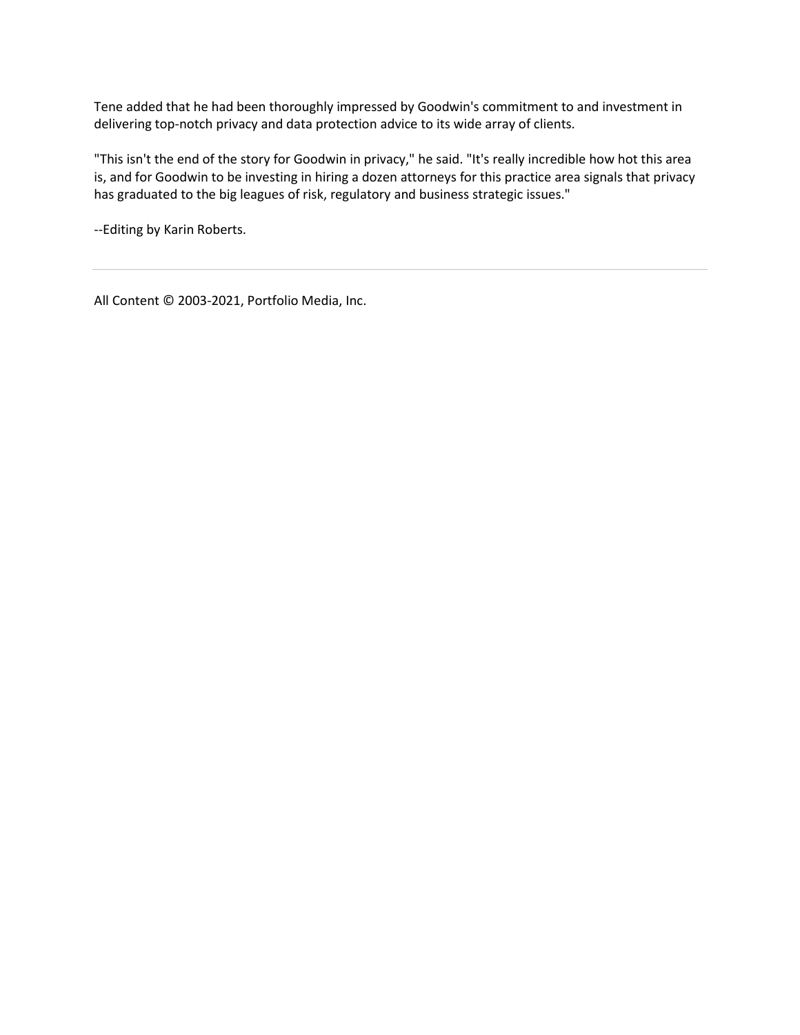Tene added that he had been thoroughly impressed by Goodwin's commitment to and investment in delivering top-notch privacy and data protection advice to its wide array of clients.

"This isn't the end of the story for Goodwin in privacy," he said. "It's really incredible how hot this area is, and for Goodwin to be investing in hiring a dozen attorneys for this practice area signals that privacy has graduated to the big leagues of risk, regulatory and business strategic issues."

--Editing by Karin Roberts.

---

All Content © 2003-2021, Portfolio Media, Inc.